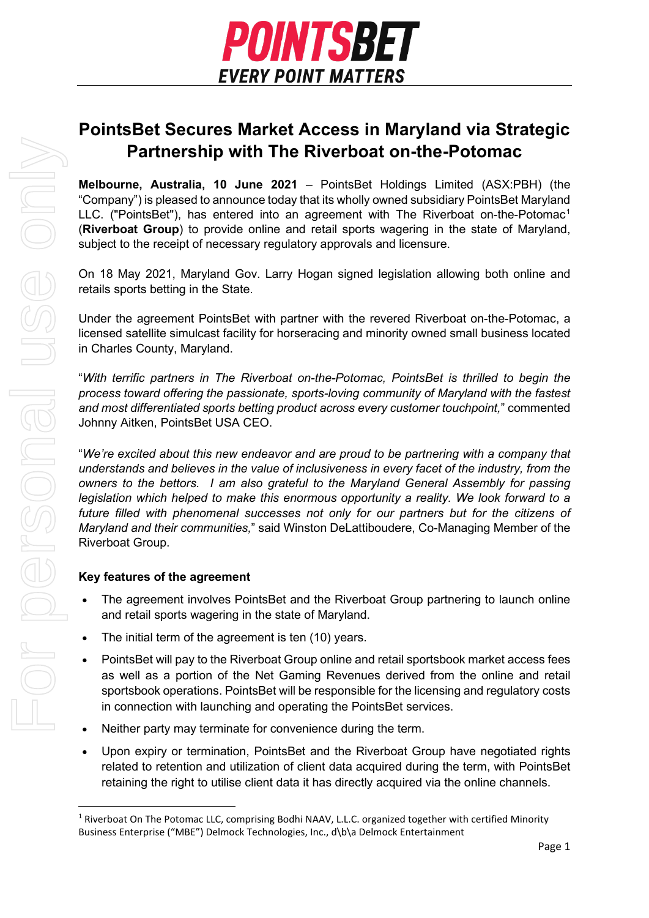# PointsBet Secures Market Access in Maryland via Strategic Partnership with The Riverboat on-the-Potomac

**Melbourne, Australia, 10 June 2021** – PointsBet Holdings Limited (ASX:PBH) (the "Company") is pleased to announce today that its wholly owned subsidiary PointsBet Maryland LLC. ("PointsBet"), has entered into an agreement with The Riverboat on-the-Potomac[1] (**Riverboat Group**) to provide online and retail sports wagering in the state of Maryland, subject to the receipt of necessary regulatory approvals and licensure.

On 18 May 2021, Maryland Gov. Larry Hogan signed legislation allowing both online and retails sports betting in the State.

Under the agreement PointsBet with partner with the revered Riverboat on-the-Potomac, a licensed satellite simulcast facility for horseracing and minority owned small business located in Charles County, Maryland.

"*With terrific partners in The Riverboat on-the-Potomac, PointsBet is thrilled to begin the process toward offering the passionate, sports-loving community of Maryland with the fastest and most differentiated sports betting product across every customer touchpoint,*" commented Johnny Aitken, PointsBet USA CEO.

"*We're excited about this new endeavor and are proud to be partnering with a company that understands and believes in the value of inclusiveness in every facet of the industry, from the owners to the bettors. I am also grateful to the Maryland General Assembly for passing legislation which helped to make this enormous opportunity a reality. We look forward to a future filled with phenomenal successes not only for our partners but for the citizens of Maryland and their communities,*" said Winston DeLattiboudere, Co-Managing Member of the Riverboat Group.

**Key features of the agreement**

- The agreement involves PointsBet and the Riverboat Group partnering to launch online and retail sports wagering in the state of Maryland.
- The initial term of the agreement is ten (10) years.
- PointsBet will pay to the Riverboat Group online and retail sportsbook market access fees as well as a portion of the Net Gaming Revenues derived from the online and retail sportsbook operations. PointsBet will be responsible for the licensing and regulatory costs in connection with launching and operating the PointsBet services.
- Neither party may terminate for convenience during the term.
- Upon expiry or termination, PointsBet and the Riverboat Group have negotiated rights related to retention and utilization of client data acquired during the term, with PointsBet retaining the right to utilise client data it has directly acquired via the online channels.

[1] Riverboat On The Potomac LLC, comprising Bodhi NAAV, L.L.C. organized together with certified Minority Business Enterprise ("MBE") Delmock Technologies, Inc., d\b\a Delmock Entertainment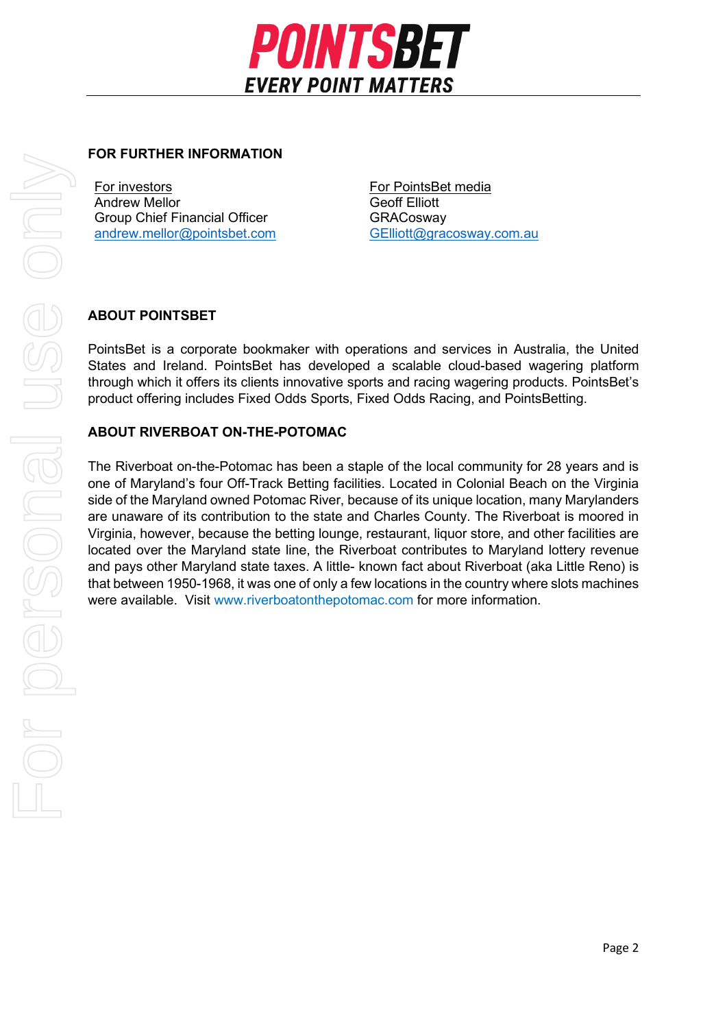POINTSBET
EVERY POINT MATTERS

## FOR FURTHER INFORMATION

For investors
Andrew Mellor
Group Chief Financial Officer
andrew.mellor@pointsbet.com

For PointsBet media
Geoff Elliott
GRACosway
GElliott@gracosway.com.au

## ABOUT POINTSBET

PointsBet is a corporate bookmaker with operations and services in Australia, the United States and Ireland. PointsBet has developed a scalable cloud-based wagering platform through which it offers its clients innovative sports and racing wagering products. PointsBet's product offering includes Fixed Odds Sports, Fixed Odds Racing, and PointsBetting.

## ABOUT RIVERBOAT ON-THE-POTOMAC

The Riverboat on-the-Potomac has been a staple of the local community for 28 years and is one of Maryland's four Off-Track Betting facilities. Located in Colonial Beach on the Virginia side of the Maryland owned Potomac River, because of its unique location, many Marylanders are unaware of its contribution to the state and Charles County. The Riverboat is moored in Virginia, however, because the betting lounge, restaurant, liquor store, and other facilities are located over the Maryland state line, the Riverboat contributes to Maryland lottery revenue and pays other Maryland state taxes. A little- known fact about Riverboat (aka Little Reno) is that between 1950-1968, it was one of only a few locations in the country where slots machines were available. Visit www.riverboatonthepotomac.com for more information.